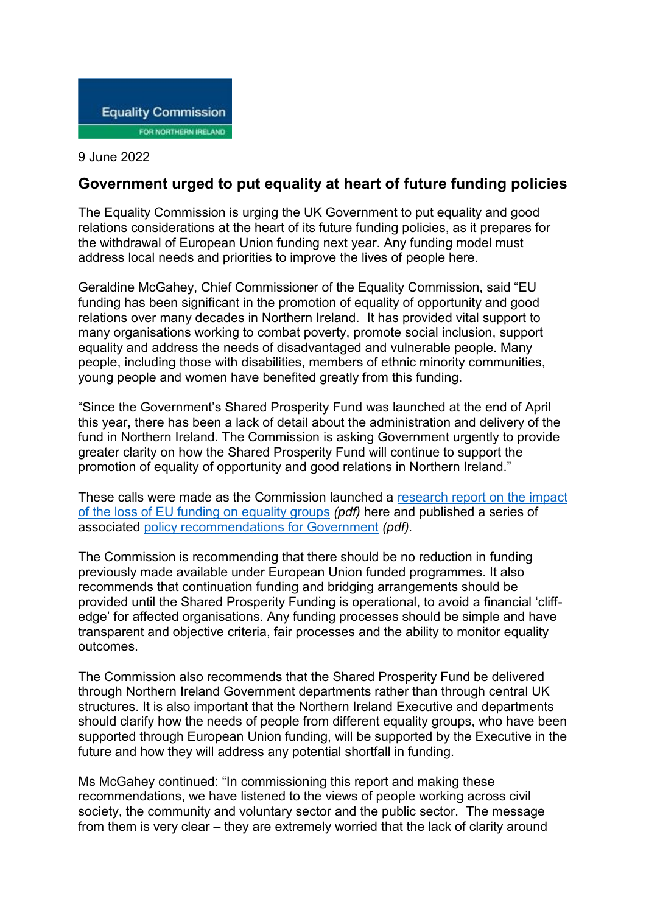Equality Commission FOR NORTHERN IRELAND

9 June 2022

## Government urged to put equality at heart of future funding policies

The Equality Commission is urging the UK Government to put equality and good relations considerations at the heart of its future funding policies, as it prepares for the withdrawal of European Union funding next year. Any funding model must address local needs and priorities to improve the lives of people here.

Geraldine McGahey, Chief Commissioner of the Equality Commission, said "EU funding has been significant in the promotion of equality of opportunity and good relations over many decades in Northern Ireland. It has provided vital support to many organisations working to combat poverty, promote social inclusion, support equality and address the needs of disadvantaged and vulnerable people. Many people, including those with disabilities, members of ethnic minority communities, young people and women have benefited greatly from this funding.

"Since the Government's Shared Prosperity Fund was launched at the end of April this year, there has been a lack of detail about the administration and delivery of the fund in Northern Ireland. The Commission is asking Government urgently to provide greater clarity on how the Shared Prosperity Fund will continue to support the promotion of equality of opportunity and good relations in Northern Ireland."

These calls were made as the Commission launched a research report on the impact of the loss of EU funding on equality groups *(pdf)* here and published a series of associated policy recommendations for Government *(pdf).*

The Commission is recommending that there should be no reduction in funding previously made available under European Union funded programmes. It also recommends that continuation funding and bridging arrangements should be provided until the Shared Prosperity Funding is operational, to avoid a financial 'cliff-edge' for affected organisations. Any funding processes should be simple and have transparent and objective criteria, fair processes and the ability to monitor equality outcomes.

The Commission also recommends that the Shared Prosperity Fund be delivered through Northern Ireland Government departments rather than through central UK structures. It is also important that the Northern Ireland Executive and departments should clarify how the needs of people from different equality groups, who have been supported through European Union funding, will be supported by the Executive in the future and how they will address any potential shortfall in funding.

Ms McGahey continued: "In commissioning this report and making these recommendations, we have listened to the views of people working across civil society, the community and voluntary sector and the public sector. The message from them is very clear – they are extremely worried that the lack of clarity around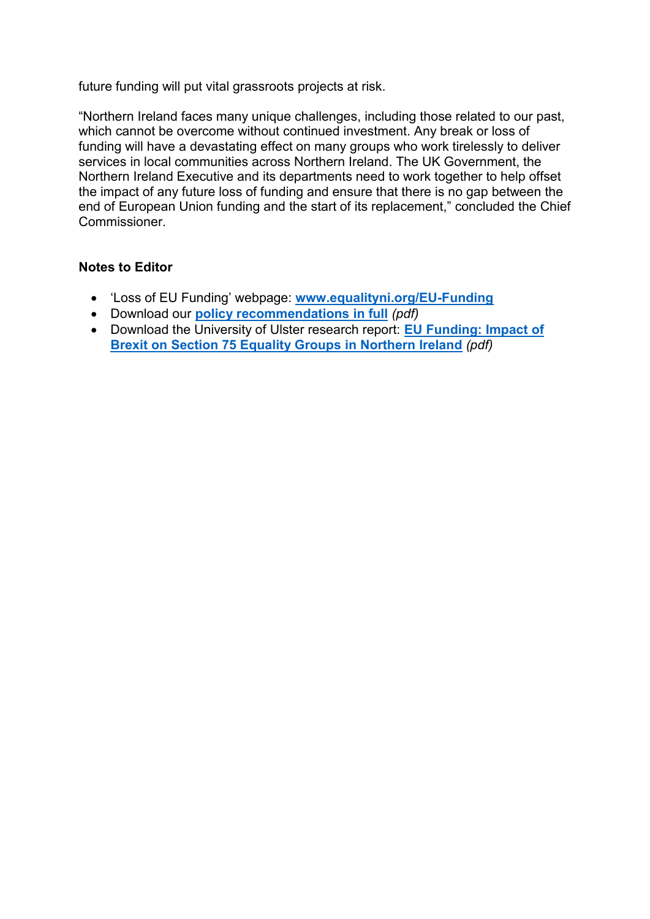future funding will put vital grassroots projects at risk.

“Northern Ireland faces many unique challenges, including those related to our past, which cannot be overcome without continued investment. Any break or loss of funding will have a devastating effect on many groups who work tirelessly to deliver services in local communities across Northern Ireland. The UK Government, the Northern Ireland Executive and its departments need to work together to help offset the impact of any future loss of funding and ensure that there is no gap between the end of European Union funding and the start of its replacement,” concluded the Chief Commissioner.

**Notes to Editor**

- ‘Loss of EU Funding’ webpage: **www.equalityni.org/EU-Funding**
- Download our **policy recommendations in full** *(pdf)*
- Download the University of Ulster research report: **EU Funding: Impact of Brexit on Section 75 Equality Groups in Northern Ireland** *(pdf)*